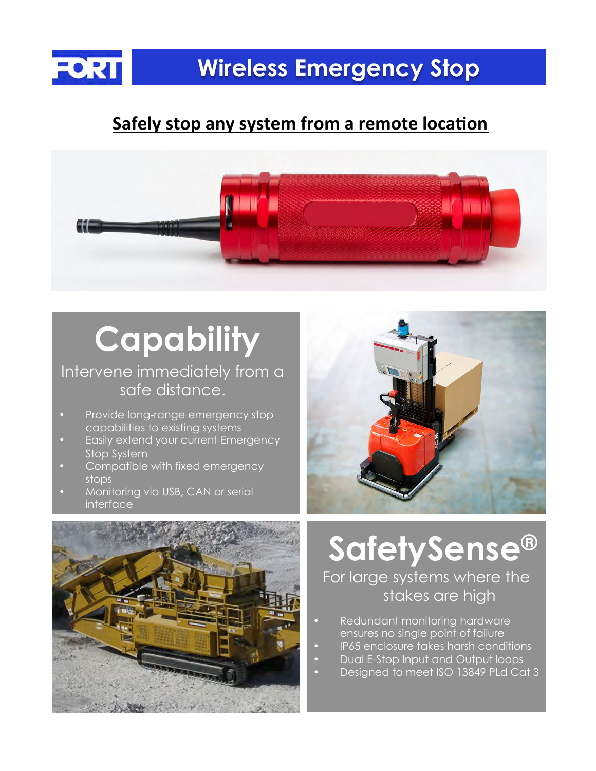FORT

# Wireless Emergency Stop

## Safely stop any system from a remote location

## Capability

Intervene immediately from a safe distance.

- Provide long-range emergency stop capabilities to existing systems
- Easily extend your current Emergency Stop System
- Compatible with fixed emergency stops
- Monitoring via USB, CAN or serial interface

## SafetySense®

For large systems where the stakes are high

- Redundant monitoring hardware ensures no single point of failure
- IP65 enclosure takes harsh conditions
- Dual E-Stop Input and Output loops
- Designed to meet ISO 13849 PLd Cat 3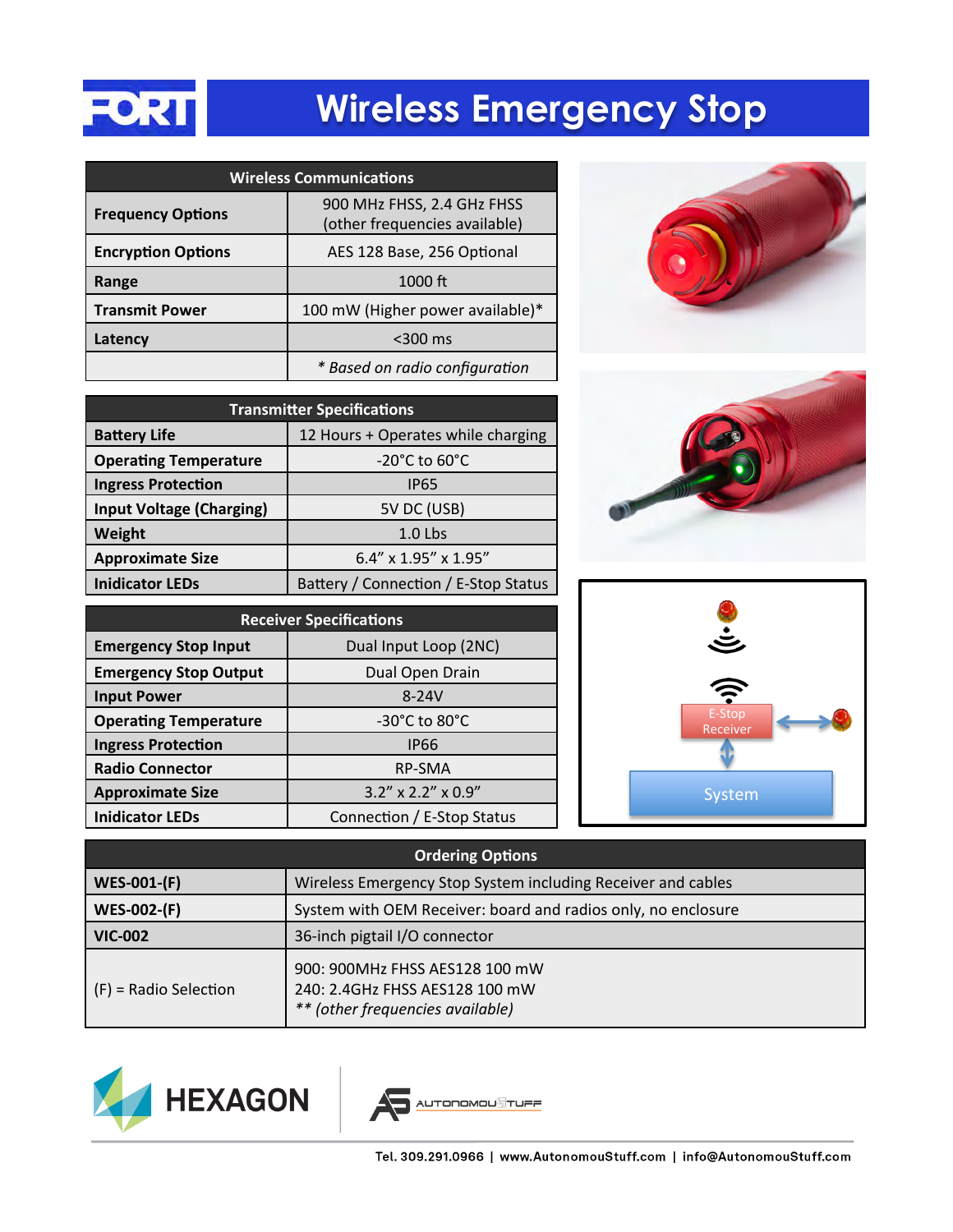# Wireless Emergency Stop

| Wireless Communications | |
|---|---|
| **Frequency Options** | 900 MHz FHSS, 2.4 GHz FHSS (other frequencies available) |
| **Encryption Options** | AES 128 Base, 256 Optional |
| **Range** | 1000 ft |
| **Transmit Power** | 100 mW (Higher power available)* |
| **Latency** | <300 ms |
| | *\* Based on radio configuration* |

| Transmitter Specifications | |
|---|---|
| **Battery Life** | 12 Hours + Operates while charging |
| **Operating Temperature** | -20°C to 60°C |
| **Ingress Protection** | IP65 |
| **Input Voltage (Charging)** | 5V DC (USB) |
| **Weight** | 1.0 Lbs |
| **Approximate Size** | 6.4” x 1.95” x 1.95” |
| **Inidicator LEDs** | Battery / Connection / E-Stop Status |

| Receiver Specifications | |
|---|---|
| **Emergency Stop Input** | Dual Input Loop (2NC) |
| **Emergency Stop Output** | Dual Open Drain |
| **Input Power** | 8-24V |
| **Operating Temperature** | -30°C to 80°C |
| **Ingress Protection** | IP66 |
| **Radio Connector** | RP-SMA |
| **Approximate Size** | 3.2” x 2.2” x 0.9” |
| **Inidicator LEDs** | Connection / E-Stop Status |

E-Stop Receiver

System

| Ordering Options | |
|---|---|
| **WES-001-(F)** | Wireless Emergency Stop System including Receiver and cables |
| **WES-002-(F)** | System with OEM Receiver: board and radios only, no enclosure |
| **VIC-002** | 36-inch pigtail I/O connector |
| (F) = Radio Selection | 900: 900MHz FHSS AES128 100 mW<br>240: 2.4GHz FHSS AES128 100 mW<br>*\*\* (other frequencies available)* |

HEXAGON | AUTONOMOUSTUFF

Tel. 309.291.0966 | www.AutonomouStuff.com | info@AutonomouStuff.com